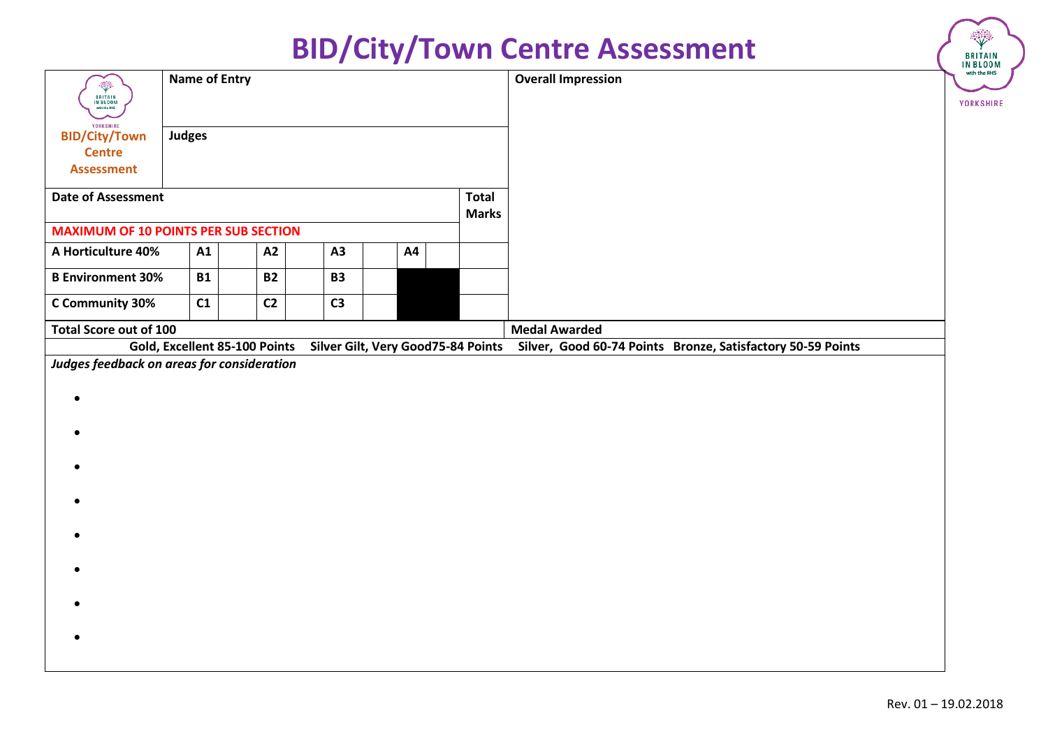# BID/City/Town Centre Assessment

| BID/City/Town Centre Assessment | Name of Entry | | | | | | | | | Overall Impression |
|---|---|---|---|---|---|---|---|---|---|---|
| | Judges | | | | | | | | | |
| Date of Assessment | | | | | | | | | Total Marks | |
| MAXIMUM OF 10 POINTS PER SUB SECTION | | | | | | | | | | |
| A Horticulture 40% | A1 | | A2 | | A3 | | A4 | | | |
| B Environment 30% | B1 | | B2 | | B3 | | | | | |
| C Community 30% | C1 | | C2 | | C3 | | | | | |
| Total Score out of 100 | | | | | | | | | | Medal Awarded |

**Gold, Excellent 85-100 Points   Silver Gilt, Very Good75-84 Points   Silver, Good 60-74 Points   Bronze, Satisfactory 50-59 Points**

***Judges feedback on areas for consideration***

- 
- 
- 
- 
- 
- 
- 
- 

Rev. 01 – 19.02.2018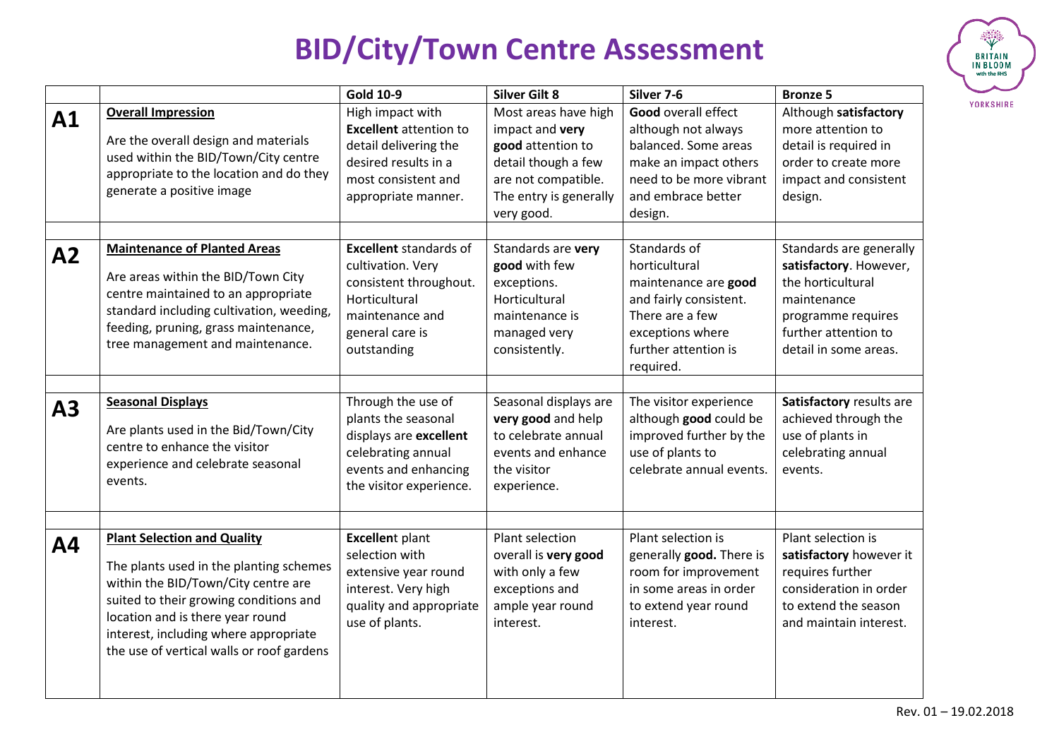# BID/City/Town Centre Assessment

| | | Gold 10-9 | Silver Gilt 8 | Silver 7-6 | Bronze 5 |
|---|---|---|---|---|---|
| **A1** | **Overall Impression**<br>Are the overall design and materials used within the BID/Town/City centre appropriate to the location and do they generate a positive image | High impact with **Excellent** attention to detail delivering the desired results in a most consistent and appropriate manner. | Most areas have high impact and **very good** attention to detail though a few are not compatible. The entry is generally very good. | **Good** overall effect although not always balanced. Some areas make an impact others need to be more vibrant and embrace better design. | Although **satisfactory** more attention to detail is required in order to create more impact and consistent design. |
| **A2** | **Maintenance of Planted Areas**<br>Are areas within the BID/Town City centre maintained to an appropriate standard including cultivation, weeding, feeding, pruning, grass maintenance, tree management and maintenance. | **Excellent** standards of cultivation. Very consistent throughout. Horticultural maintenance and general care is outstanding | Standards are **very good** with few exceptions. Horticultural maintenance is managed very consistently. | Standards of horticultural maintenance are **good** and fairly consistent. There are a few exceptions where further attention is required. | Standards are generally **satisfactory**. However, the horticultural maintenance programme requires further attention to detail in some areas. |
| **A3** | **Seasonal Displays**<br>Are plants used in the Bid/Town/City centre to enhance the visitor experience and celebrate seasonal events. | Through the use of plants the seasonal displays are **excellent** celebrating annual events and enhancing the visitor experience. | Seasonal displays are **very good** and help to celebrate annual events and enhance the visitor experience. | The visitor experience although **good** could be improved further by the use of plants to celebrate annual events. | **Satisfactory** results are achieved through the use of plants in celebrating annual events. |
| **A4** | **Plant Selection and Quality**<br>The plants used in the planting schemes within the BID/Town/City centre are suited to their growing conditions and location and is there year round interest, including where appropriate the use of vertical walls or roof gardens | **Excellen**t plant selection with extensive year round interest. Very high quality and appropriate use of plants. | Plant selection overall is **very good** with only a few exceptions and ample year round interest. | Plant selection is generally **good.** There is room for improvement in some areas in order to extend year round interest. | Plant selection is **satisfactory** however it requires further consideration in order to extend the season and maintain interest. |

Rev. 01 – 19.02.2018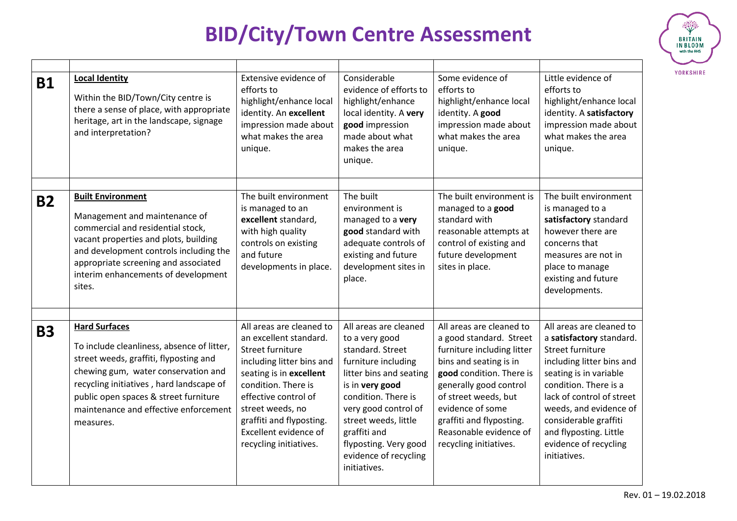# BID/City/Town Centre Assessment

| | | | | | |
|---|---|---|---|---|---|
| **B1** | **Local Identity**<br><br>Within the BID/Town/City centre is there a sense of place, with appropriate heritage, art in the landscape, signage and interpretation? | Extensive evidence of efforts to highlight/enhance local identity. An **excellent** impression made about what makes the area unique. | Considerable evidence of efforts to highlight/enhance local identity. A **very good** impression made about what makes the area unique. | Some evidence of efforts to highlight/enhance local identity. A **good** impression made about what makes the area unique. | Little evidence of efforts to highlight/enhance local identity. A **satisfactory** impression made about what makes the area unique. |
| | | | | | |
| **B2** | **Built Environment**<br><br>Management and maintenance of commercial and residential stock, vacant properties and plots, building and development controls including the appropriate screening and associated interim enhancements of development sites. | The built environment is managed to an **excellent** standard, with high quality controls on existing and future developments in place. | The built environment is managed to a **very good** standard with adequate controls of existing and future development sites in place. | The built environment is managed to a **good** standard with reasonable attempts at control of existing and future development sites in place. | The built environment is managed to a **satisfactory** standard however there are concerns that measures are not in place to manage existing and future developments. |
| | | | | | |
| **B3** | **Hard Surfaces**<br><br>To include cleanliness, absence of litter, street weeds, graffiti, flyposting and chewing gum, water conservation and recycling initiatives , hard landscape of public open spaces & street furniture maintenance and effective enforcement measures. | All areas are cleaned to an excellent standard. Street furniture including litter bins and seating is in **excellent** condition. There is effective control of street weeds, no graffiti and flyposting. Excellent evidence of recycling initiatives. | All areas are cleaned to a very good standard. Street furniture including litter bins and seating is in **very good** condition. There is very good control of street weeds, little graffiti and flyposting. Very good evidence of recycling initiatives. | All areas are cleaned to a good standard. Street furniture including litter bins and seating is in **good** condition. There is generally good control of street weeds, but evidence of some graffiti and flyposting. Reasonable evidence of recycling initiatives. | All areas are cleaned to a **satisfactory** standard. Street furniture including litter bins and seating is in variable condition. There is a lack of control of street weeds, and evidence of considerable graffiti and flyposting. Little evidence of recycling initiatives. |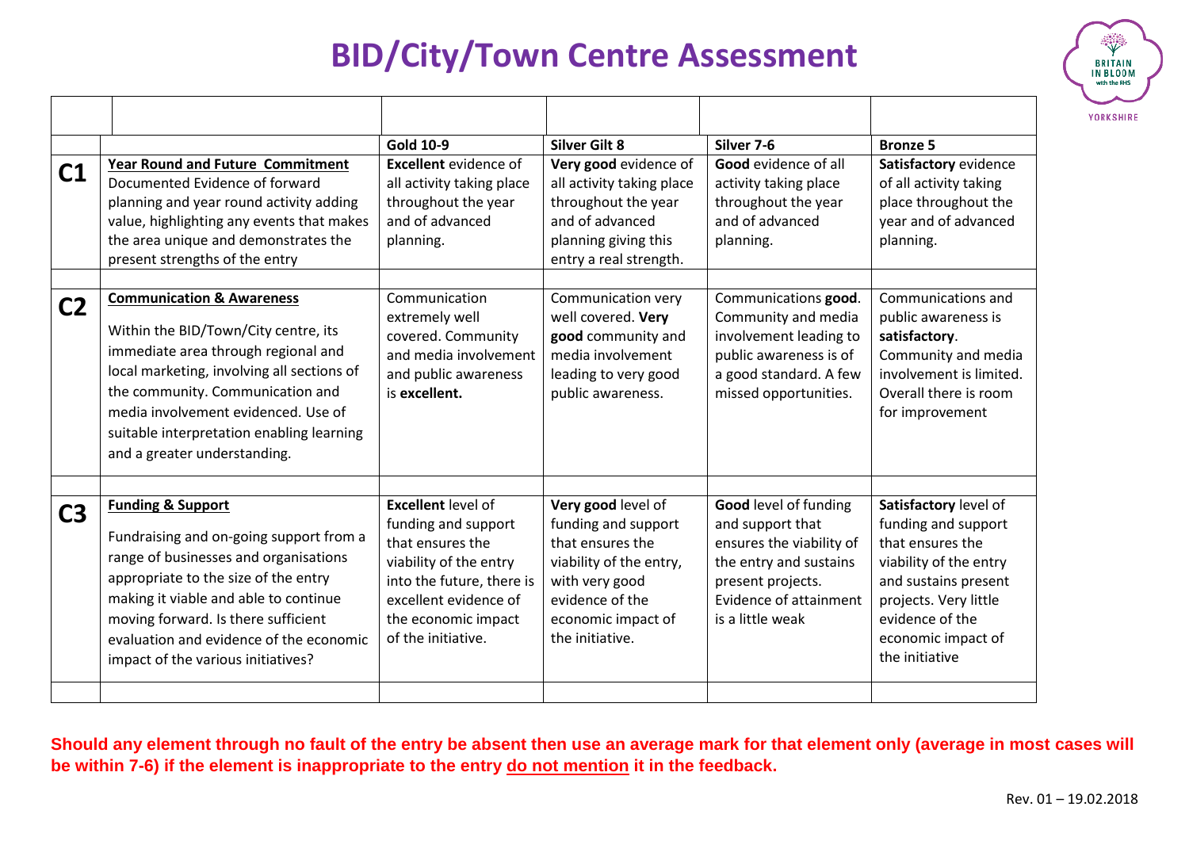# BID/City/Town Centre Assessment

| | | Gold 10-9 | Silver Gilt 8 | Silver 7-6 | Bronze 5 |
|---|---|---|---|---|---|
| **C1** | **Year Round and Future Commitment** Documented Evidence of forward planning and year round activity adding value, highlighting any events that makes the area unique and demonstrates the present strengths of the entry | **Excellent** evidence of all activity taking place throughout the year and of advanced planning. | **Very good** evidence of all activity taking place throughout the year and of advanced planning giving this entry a real strength. | **Good** evidence of all activity taking place throughout the year and of advanced planning. | **Satisfactory** evidence of all activity taking place throughout the year and of advanced planning. |
| **C2** | **Communication & Awareness** Within the BID/Town/City centre, its immediate area through regional and local marketing, involving all sections of the community. Communication and media involvement evidenced. Use of suitable interpretation enabling learning and a greater understanding. | Communication extremely well covered. Community and media involvement and public awareness is **excellent.** | Communication very well covered. **Very good** community and media involvement leading to very good public awareness. | Communications **good**. Community and media involvement leading to public awareness is of a good standard. A few missed opportunities. | Communications and public awareness is **satisfactory**. Community and media involvement is limited. Overall there is room for improvement |
| **C3** | **Funding & Support** Fundraising and on-going support from a range of businesses and organisations appropriate to the size of the entry making it viable and able to continue moving forward. Is there sufficient evaluation and evidence of the economic impact of the various initiatives? | **Excellent** level of funding and support that ensures the viability of the entry into the future, there is excellent evidence of the economic impact of the initiative. | **Very good** level of funding and support that ensures the viability of the entry, with very good evidence of the economic impact of the initiative. | **Good** level of funding and support that ensures the viability of the entry and sustains present projects. Evidence of attainment is a little weak | **Satisfactory** level of funding and support that ensures the viability of the entry and sustains present projects. Very little evidence of the economic impact of the initiative |

**Should any element through no fault of the entry be absent then use an average mark for that element only (average in most cases will be within 7-6) if the element is inappropriate to the entry <u>do not mention</u> it in the feedback.**

Rev. 01 – 19.02.2018